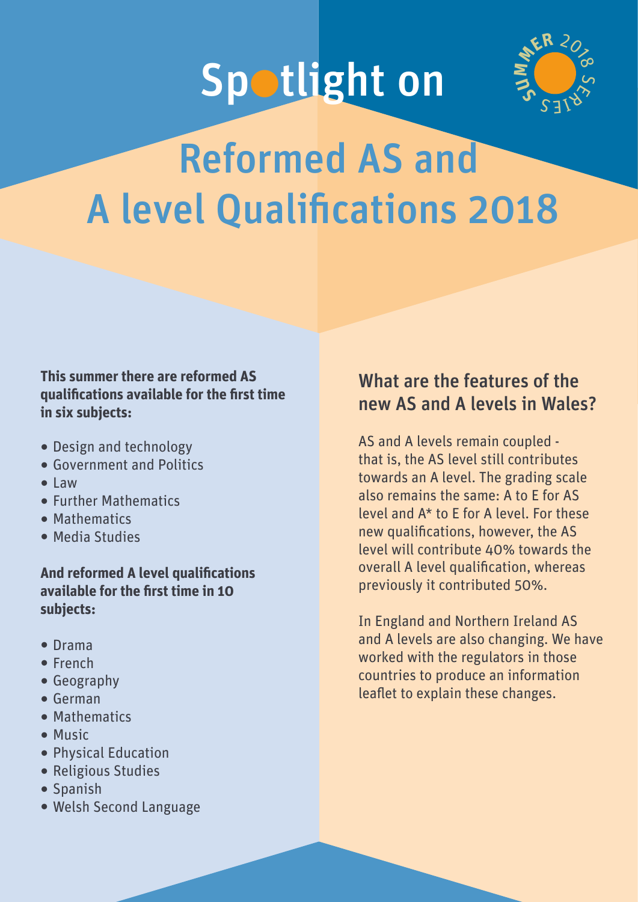# Spotlight on

SUMMER 2018 SERIES

# Reformed AS and A level Qualifications 2018

**This summer there are reformed AS qualifications available for the first time in six subjects:**

- Design and technology
- Government and Politics
- Law
- Further Mathematics
- Mathematics
- Media Studies

**And reformed A level qualifications available for the first time in 10 subjects:**

- Drama
- French
- Geography
- German
- Mathematics
- Music
- Physical Education
- Religious Studies
- Spanish
- Welsh Second Language

## What are the features of the new AS and A levels in Wales?

AS and A levels remain coupled - that is, the AS level still contributes towards an A level. The grading scale also remains the same: A to E for AS level and A* to E for A level. For these new qualifications, however, the AS level will contribute 40% towards the overall A level qualification, whereas previously it contributed 50%.

In England and Northern Ireland AS and A levels are also changing. We have worked with the regulators in those countries to produce an information leaflet to explain these changes.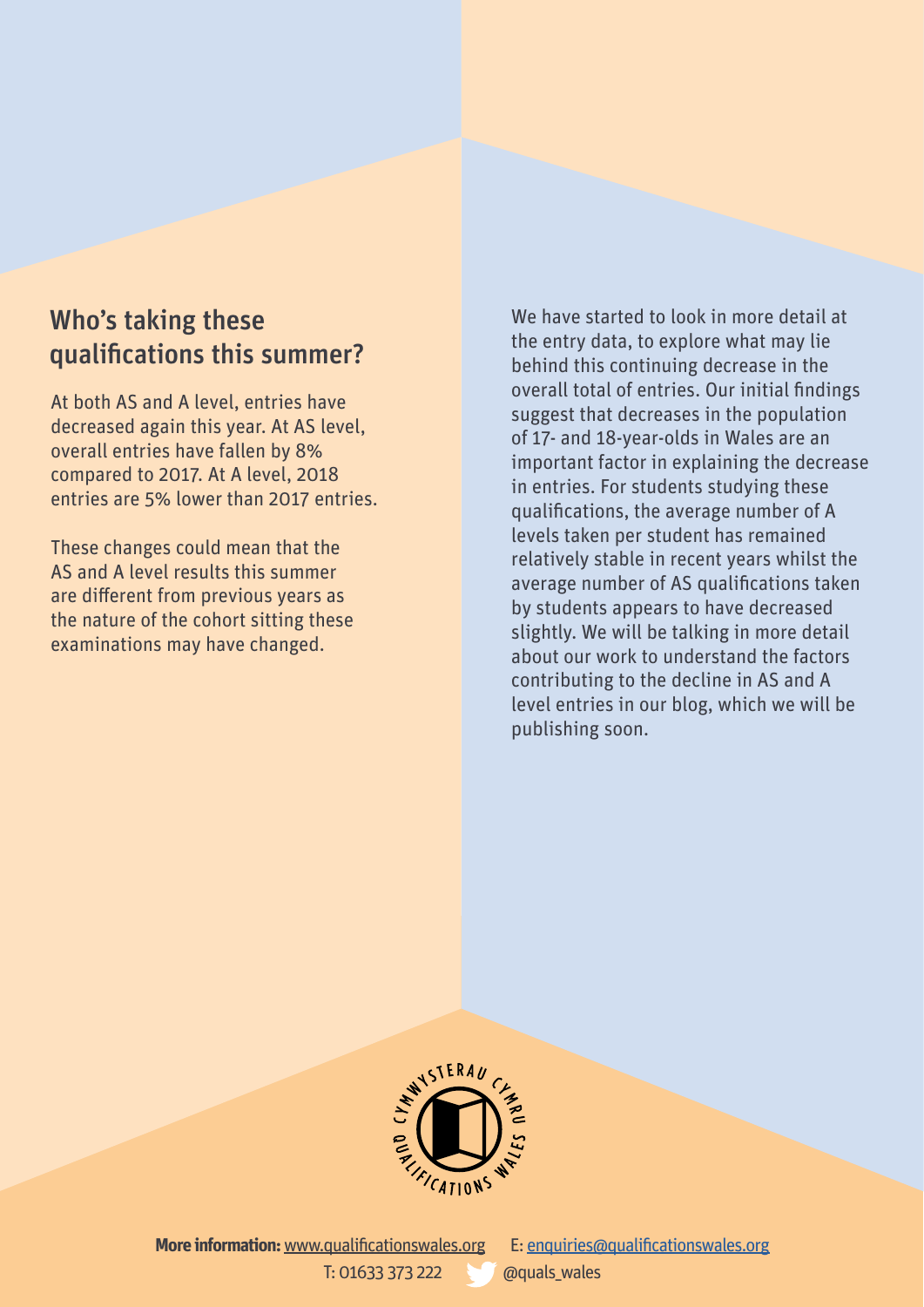## Who's taking these qualifications this summer?

At both AS and A level, entries have decreased again this year. At AS level, overall entries have fallen by 8% compared to 2017. At A level, 2018 entries are 5% lower than 2017 entries.

These changes could mean that the AS and A level results this summer are different from previous years as the nature of the cohort sitting these examinations may have changed.

We have started to look in more detail at the entry data, to explore what may lie behind this continuing decrease in the overall total of entries. Our initial findings suggest that decreases in the population of 17- and 18-year-olds in Wales are an important factor in explaining the decrease in entries. For students studying these qualifications, the average number of A levels taken per student has remained relatively stable in recent years whilst the average number of AS qualifications taken by students appears to have decreased slightly. We will be talking in more detail about our work to understand the factors contributing to the decline in AS and A level entries in our blog, which we will be publishing soon.

CYMWYSTERAU CYMRU QUALIFICATIONS WALES

**More information:** www.qualificationswales.org E: enquiries@qualificationswales.org

T: 01633 373 222 @quals_wales